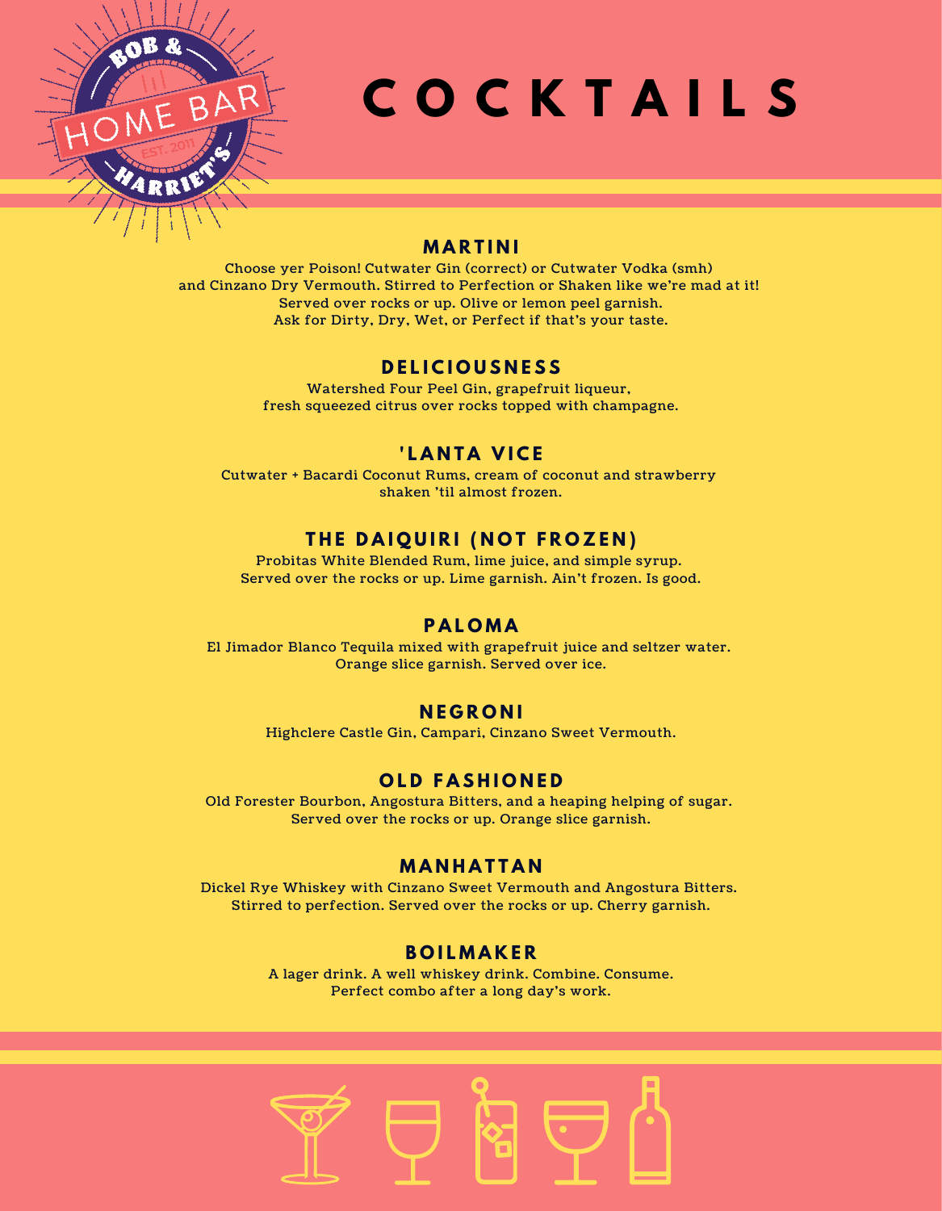BOB & HOME BAR HARRIET'S

EST. 2011

# COCKTAILS

## MARTINI

Choose yer Poison! Cutwater Gin (correct) or Cutwater Vodka (smh)
and Cinzano Dry Vermouth. Stirred to Perfection or Shaken like we're mad at it!
Served over rocks or up. Olive or lemon peel garnish.
Ask for Dirty, Dry, Wet, or Perfect if that's your taste.

## DELICIOUSNESS

Watershed Four Peel Gin, grapefruit liqueur,
fresh squeezed citrus over rocks topped with champagne.

## 'LANTA VICE

Cutwater + Bacardi Coconut Rums, cream of coconut and strawberry
shaken 'til almost frozen.

## THE DAIQUIRI (NOT FROZEN)

Probitas White Blended Rum, lime juice, and simple syrup.
Served over the rocks or up. Lime garnish. Ain't frozen. Is good.

## PALOMA

El Jimador Blanco Tequila mixed with grapefruit juice and seltzer water.
Orange slice garnish. Served over ice.

## NEGRONI

Highclere Castle Gin, Campari, Cinzano Sweet Vermouth.

## OLD FASHIONED

Old Forester Bourbon, Angostura Bitters, and a heaping helping of sugar.
Served over the rocks or up. Orange slice garnish.

## MANHATTAN

Dickel Rye Whiskey with Cinzano Sweet Vermouth and Angostura Bitters.
Stirred to perfection. Served over the rocks or up. Cherry garnish.

## BOILMAKER

A lager drink. A well whiskey drink. Combine. Consume.
Perfect combo after a long day's work.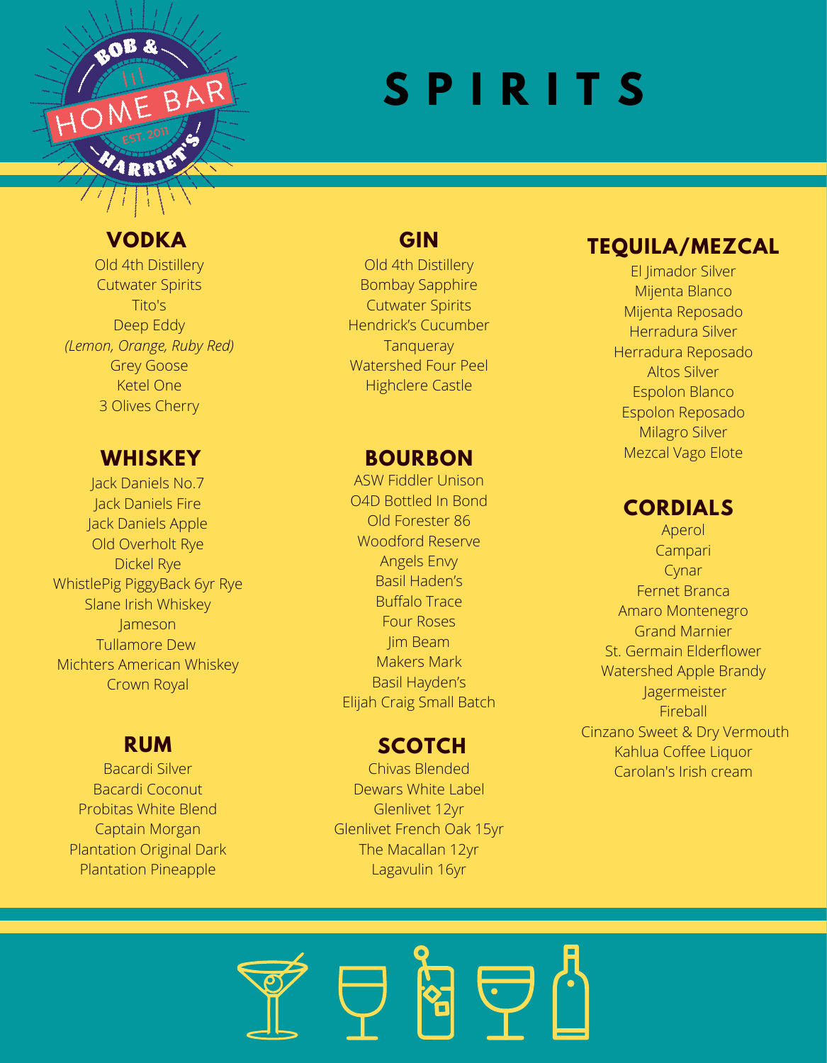# SPIRITS

## VODKA

Old 4th Distillery
Cutwater Spirits
Tito's
Deep Eddy
*(Lemon, Orange, Ruby Red)*
Grey Goose
Ketel One
3 Olives Cherry

## WHISKEY

Jack Daniels No.7
Jack Daniels Fire
Jack Daniels Apple
Old Overholt Rye
Dickel Rye
WhistlePig PiggyBack 6yr Rye
Slane Irish Whiskey
Jameson
Tullamore Dew
Michters American Whiskey
Crown Royal

## RUM

Bacardi Silver
Bacardi Coconut
Probitas White Blend
Captain Morgan
Plantation Original Dark
Plantation Pineapple

## GIN

Old 4th Distillery
Bombay Sapphire
Cutwater Spirits
Hendrick's Cucumber
Tanqueray
Watershed Four Peel
Highclere Castle

## BOURBON

ASW Fiddler Unison
O4D Bottled In Bond
Old Forester 86
Woodford Reserve
Angels Envy
Basil Haden's
Buffalo Trace
Four Roses
Jim Beam
Makers Mark
Basil Hayden's
Elijah Craig Small Batch

## SCOTCH

Chivas Blended
Dewars White Label
Glenlivet 12yr
Glenlivet French Oak 15yr
The Macallan 12yr
Lagavulin 16yr

## TEQUILA/MEZCAL

El Jimador Silver
Mijenta Blanco
Mijenta Reposado
Herradura Silver
Herradura Reposado
Altos Silver
Espolon Blanco
Espolon Reposado
Milagro Silver
Mezcal Vago Elote

## CORDIALS

Aperol
Campari
Cynar
Fernet Branca
Amaro Montenegro
Grand Marnier
St. Germain Elderflower
Watershed Apple Brandy
Jagermeister
Fireball
Cinzano Sweet & Dry Vermouth
Kahlua Coffee Liquor
Carolan's Irish cream